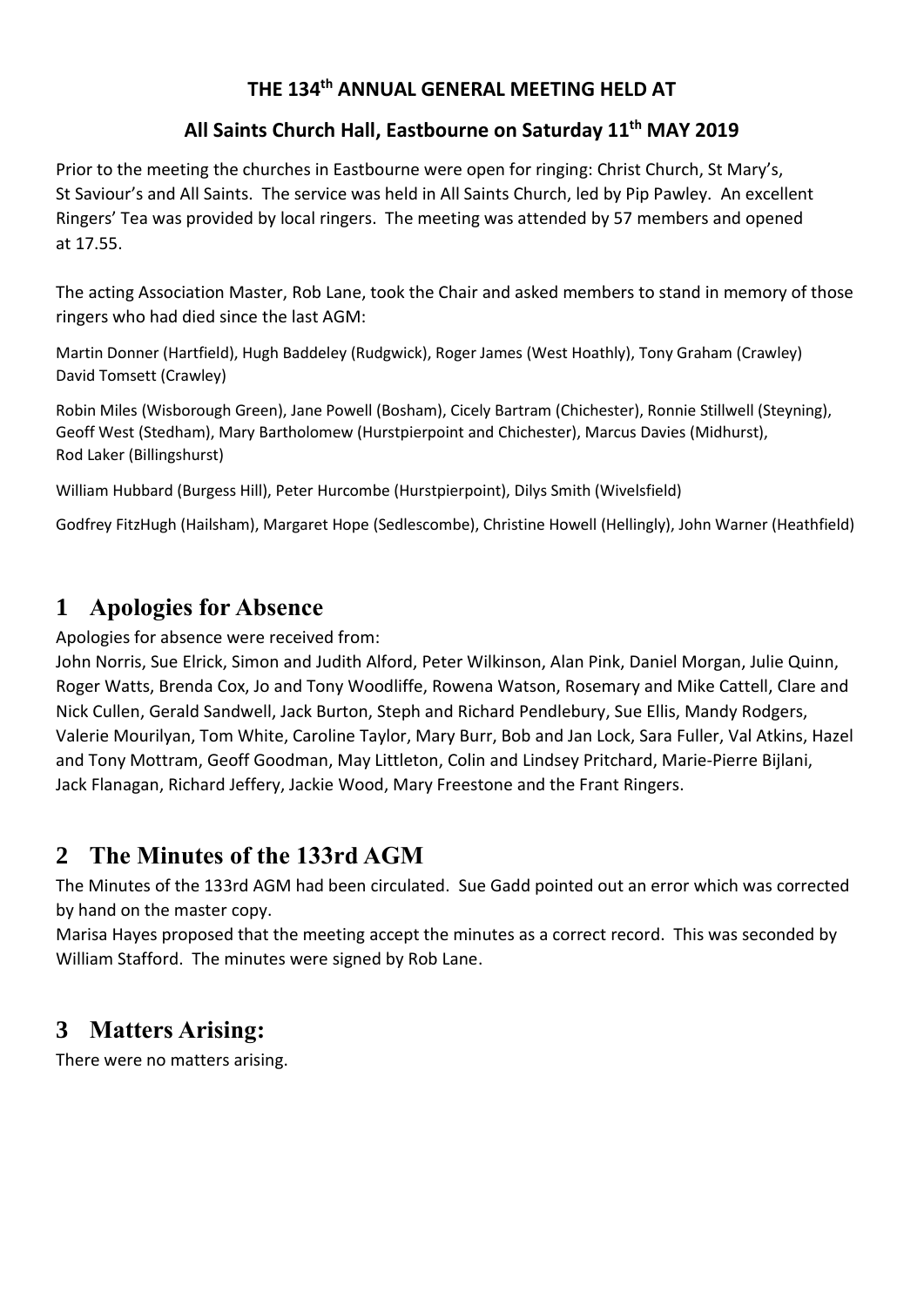# THE 134th ANNUAL GENERAL MEETING HELD AT

## All Saints Church Hall, Eastbourne on Saturday 11th MAY 2019

Prior to the meeting the churches in Eastbourne were open for ringing: Christ Church, St Mary's, St Saviour's and All Saints. The service was held in All Saints Church, led by Pip Pawley. An excellent Ringers' Tea was provided by local ringers. The meeting was attended by 57 members and opened at 17.55.

The acting Association Master, Rob Lane, took the Chair and asked members to stand in memory of those ringers who had died since the last AGM:

Martin Donner (Hartfield), Hugh Baddeley (Rudgwick), Roger James (West Hoathly), Tony Graham (Crawley) David Tomsett (Crawley)

Robin Miles (Wisborough Green), Jane Powell (Bosham), Cicely Bartram (Chichester), Ronnie Stillwell (Steyning), Geoff West (Stedham), Mary Bartholomew (Hurstpierpoint and Chichester), Marcus Davies (Midhurst), Rod Laker (Billingshurst)

William Hubbard (Burgess Hill), Peter Hurcombe (Hurstpierpoint), Dilys Smith (Wivelsfield)

Godfrey FitzHugh (Hailsham), Margaret Hope (Sedlescombe), Christine Howell (Hellingly), John Warner (Heathfield)

## 1 Apologies for Absence

Apologies for absence were received from:
John Norris, Sue Elrick, Simon and Judith Alford, Peter Wilkinson, Alan Pink, Daniel Morgan, Julie Quinn, Roger Watts, Brenda Cox, Jo and Tony Woodliffe, Rowena Watson, Rosemary and Mike Cattell, Clare and Nick Cullen, Gerald Sandwell, Jack Burton, Steph and Richard Pendlebury, Sue Ellis, Mandy Rodgers, Valerie Mourilyan, Tom White, Caroline Taylor, Mary Burr, Bob and Jan Lock, Sara Fuller, Val Atkins, Hazel and Tony Mottram, Geoff Goodman, May Littleton, Colin and Lindsey Pritchard, Marie-Pierre Bijlani, Jack Flanagan, Richard Jeffery, Jackie Wood, Mary Freestone and the Frant Ringers.

## 2 The Minutes of the 133rd AGM

The Minutes of the 133rd AGM had been circulated. Sue Gadd pointed out an error which was corrected by hand on the master copy.
Marisa Hayes proposed that the meeting accept the minutes as a correct record. This was seconded by William Stafford. The minutes were signed by Rob Lane.

## 3 Matters Arising:

There were no matters arising.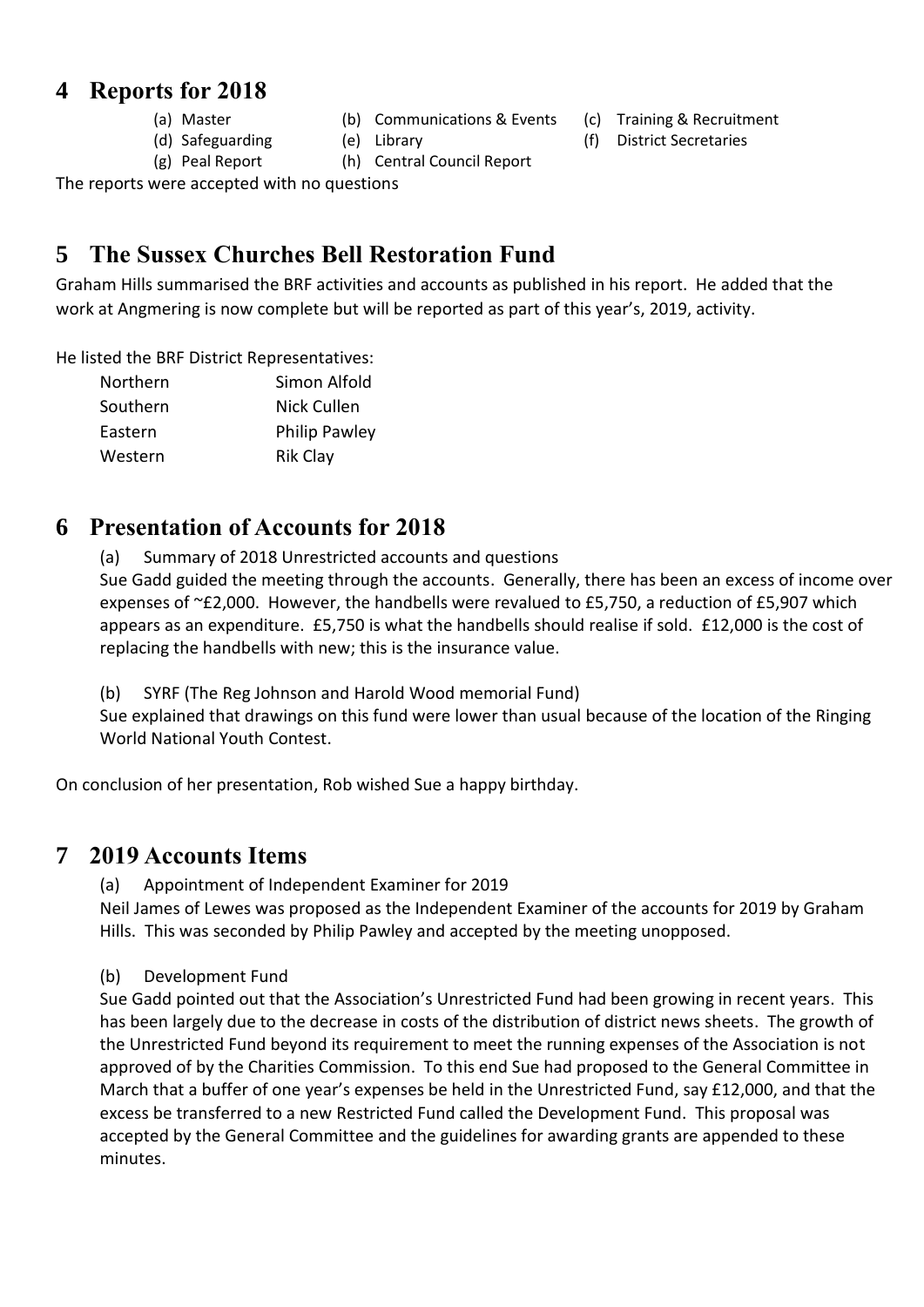## 4 Reports for 2018

(a) Master
(b) Communications & Events
(c) Training & Recruitment
(d) Safeguarding
(e) Library
(f) District Secretaries
(g) Peal Report
(h) Central Council Report

The reports were accepted with no questions

## 5 The Sussex Churches Bell Restoration Fund

Graham Hills summarised the BRF activities and accounts as published in his report. He added that the work at Angmering is now complete but will be reported as part of this year's, 2019, activity.

He listed the BRF District Representatives:

| | |
|---|---|
| Northern | Simon Alfold |
| Southern | Nick Cullen |
| Eastern | Philip Pawley |
| Western | Rik Clay |

## 6 Presentation of Accounts for 2018

(a) Summary of 2018 Unrestricted accounts and questions

Sue Gadd guided the meeting through the accounts. Generally, there has been an excess of income over expenses of ~£2,000. However, the handbells were revalued to £5,750, a reduction of £5,907 which appears as an expenditure. £5,750 is what the handbells should realise if sold. £12,000 is the cost of replacing the handbells with new; this is the insurance value.

(b) SYRF (The Reg Johnson and Harold Wood memorial Fund)

Sue explained that drawings on this fund were lower than usual because of the location of the Ringing World National Youth Contest.

On conclusion of her presentation, Rob wished Sue a happy birthday.

## 7 2019 Accounts Items

(a) Appointment of Independent Examiner for 2019

Neil James of Lewes was proposed as the Independent Examiner of the accounts for 2019 by Graham Hills. This was seconded by Philip Pawley and accepted by the meeting unopposed.

(b) Development Fund

Sue Gadd pointed out that the Association's Unrestricted Fund had been growing in recent years. This has been largely due to the decrease in costs of the distribution of district news sheets. The growth of the Unrestricted Fund beyond its requirement to meet the running expenses of the Association is not approved of by the Charities Commission. To this end Sue had proposed to the General Committee in March that a buffer of one year's expenses be held in the Unrestricted Fund, say £12,000, and that the excess be transferred to a new Restricted Fund called the Development Fund. This proposal was accepted by the General Committee and the guidelines for awarding grants are appended to these minutes.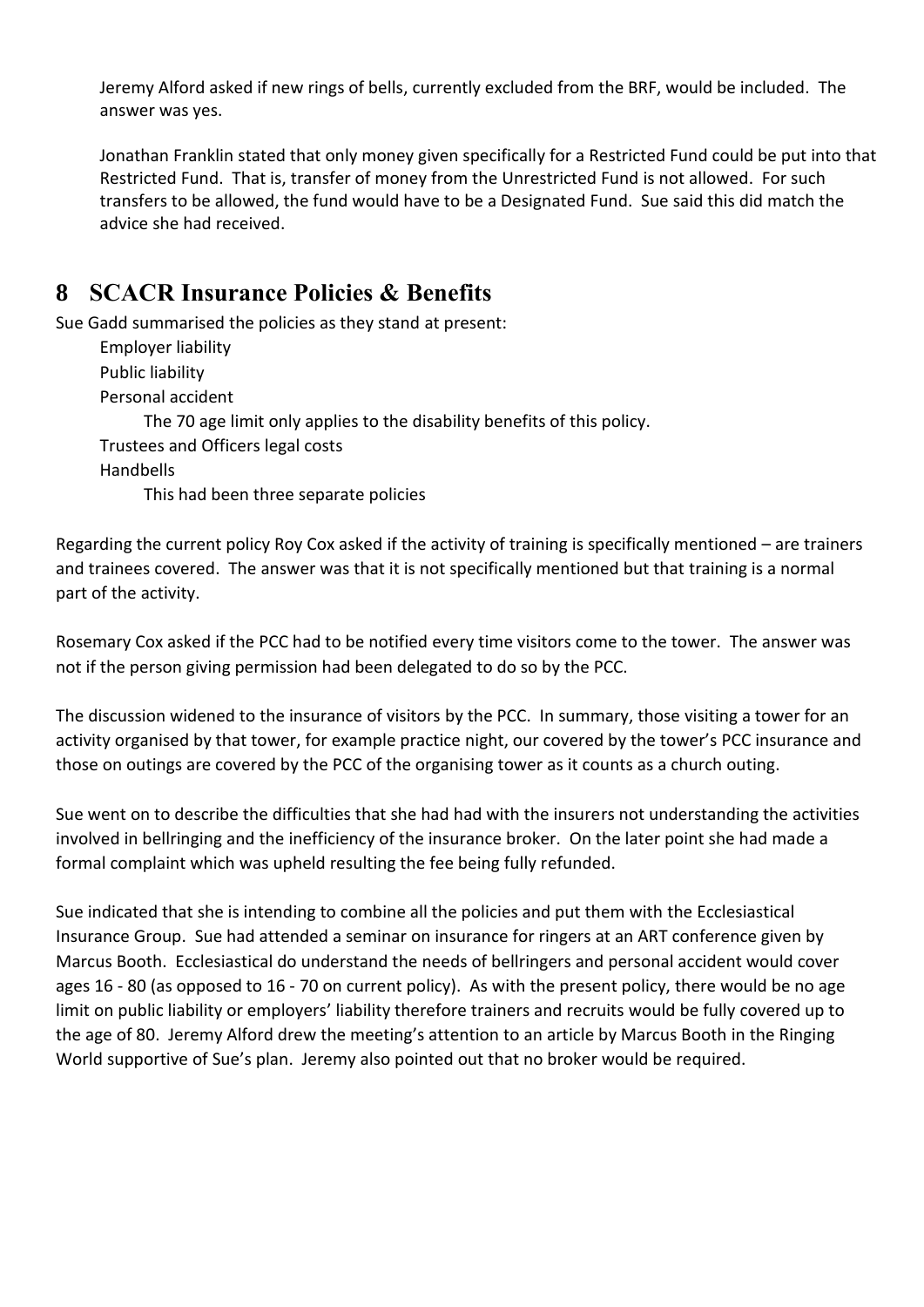Jeremy Alford asked if new rings of bells, currently excluded from the BRF, would be included. The answer was yes.

Jonathan Franklin stated that only money given specifically for a Restricted Fund could be put into that Restricted Fund. That is, transfer of money from the Unrestricted Fund is not allowed. For such transfers to be allowed, the fund would have to be a Designated Fund. Sue said this did match the advice she had received.

## 8 SCACR Insurance Policies & Benefits

Sue Gadd summarised the policies as they stand at present:

- Employer liability
- Public liability
- Personal accident
  - The 70 age limit only applies to the disability benefits of this policy.
- Trustees and Officers legal costs
- Handbells
  - This had been three separate policies

Regarding the current policy Roy Cox asked if the activity of training is specifically mentioned – are trainers and trainees covered. The answer was that it is not specifically mentioned but that training is a normal part of the activity.

Rosemary Cox asked if the PCC had to be notified every time visitors come to the tower. The answer was not if the person giving permission had been delegated to do so by the PCC.

The discussion widened to the insurance of visitors by the PCC. In summary, those visiting a tower for an activity organised by that tower, for example practice night, our covered by the tower's PCC insurance and those on outings are covered by the PCC of the organising tower as it counts as a church outing.

Sue went on to describe the difficulties that she had had with the insurers not understanding the activities involved in bellringing and the inefficiency of the insurance broker. On the later point she had made a formal complaint which was upheld resulting the fee being fully refunded.

Sue indicated that she is intending to combine all the policies and put them with the Ecclesiastical Insurance Group. Sue had attended a seminar on insurance for ringers at an ART conference given by Marcus Booth. Ecclesiastical do understand the needs of bellringers and personal accident would cover ages 16 - 80 (as opposed to 16 - 70 on current policy). As with the present policy, there would be no age limit on public liability or employers' liability therefore trainers and recruits would be fully covered up to the age of 80. Jeremy Alford drew the meeting's attention to an article by Marcus Booth in the Ringing World supportive of Sue's plan. Jeremy also pointed out that no broker would be required.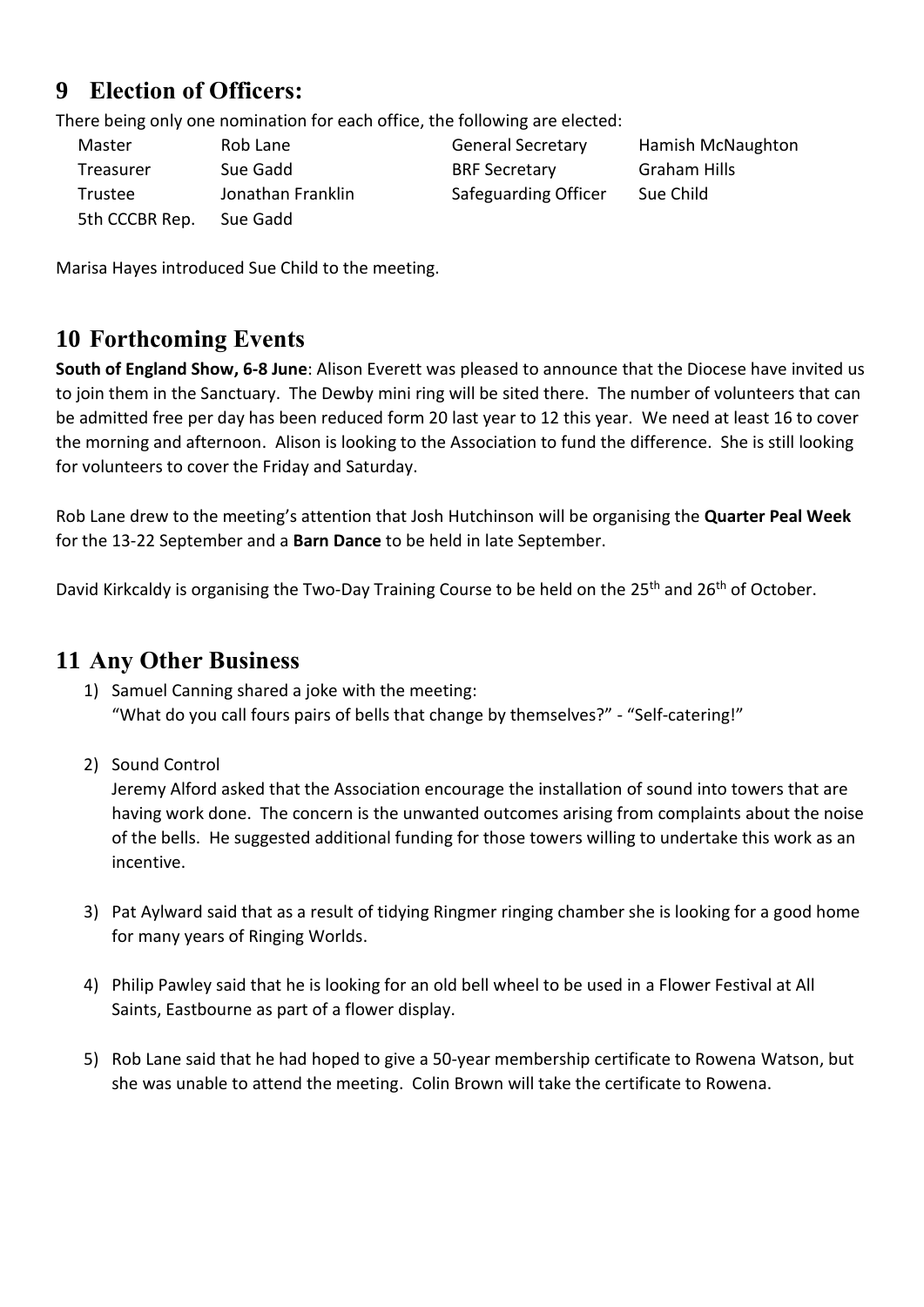## 9 Election of Officers:

There being only one nomination for each office, the following are elected:

| | | | |
|---|---|---|---|
| Master | Rob Lane | General Secretary | Hamish McNaughton |
| Treasurer | Sue Gadd | BRF Secretary | Graham Hills |
| Trustee | Jonathan Franklin | Safeguarding Officer | Sue Child |
| 5th CCCBR Rep. | Sue Gadd | | |

Marisa Hayes introduced Sue Child to the meeting.

## 10 Forthcoming Events

**South of England Show, 6-8 June**: Alison Everett was pleased to announce that the Diocese have invited us to join them in the Sanctuary. The Dewby mini ring will be sited there. The number of volunteers that can be admitted free per day has been reduced form 20 last year to 12 this year. We need at least 16 to cover the morning and afternoon. Alison is looking to the Association to fund the difference. She is still looking for volunteers to cover the Friday and Saturday.

Rob Lane drew to the meeting's attention that Josh Hutchinson will be organising the **Quarter Peal Week** for the 13-22 September and a **Barn Dance** to be held in late September.

David Kirkcaldy is organising the Two-Day Training Course to be held on the 25th and 26th of October.

## 11 Any Other Business

1) Samuel Canning shared a joke with the meeting:
   "What do you call fours pairs of bells that change by themselves?" - "Self-catering!"

2) Sound Control
   Jeremy Alford asked that the Association encourage the installation of sound into towers that are having work done. The concern is the unwanted outcomes arising from complaints about the noise of the bells. He suggested additional funding for those towers willing to undertake this work as an incentive.

3) Pat Aylward said that as a result of tidying Ringmer ringing chamber she is looking for a good home for many years of Ringing Worlds.

4) Philip Pawley said that he is looking for an old bell wheel to be used in a Flower Festival at All Saints, Eastbourne as part of a flower display.

5) Rob Lane said that he had hoped to give a 50-year membership certificate to Rowena Watson, but she was unable to attend the meeting. Colin Brown will take the certificate to Rowena.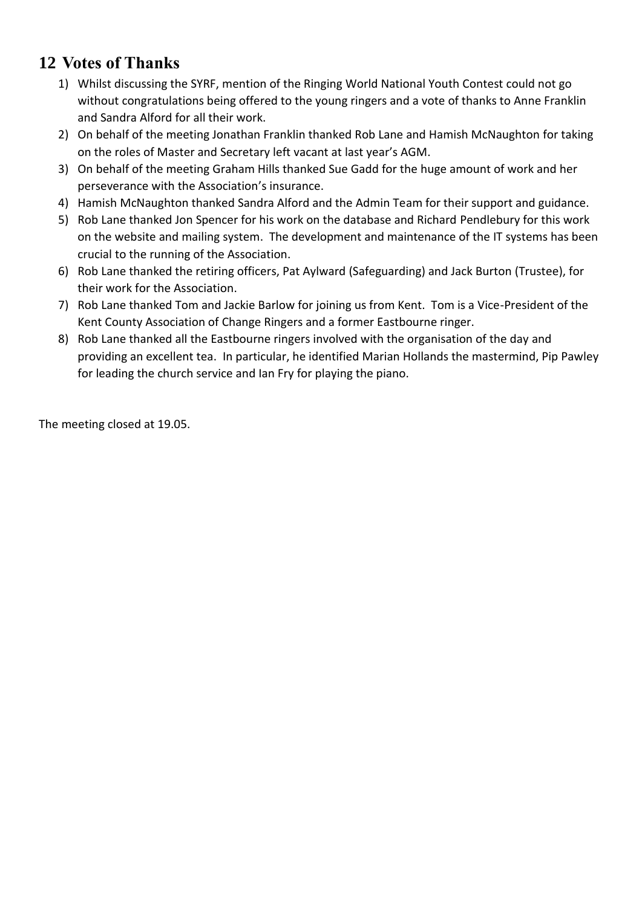## 12 Votes of Thanks

1) Whilst discussing the SYRF, mention of the Ringing World National Youth Contest could not go without congratulations being offered to the young ringers and a vote of thanks to Anne Franklin and Sandra Alford for all their work.
2) On behalf of the meeting Jonathan Franklin thanked Rob Lane and Hamish McNaughton for taking on the roles of Master and Secretary left vacant at last year's AGM.
3) On behalf of the meeting Graham Hills thanked Sue Gadd for the huge amount of work and her perseverance with the Association's insurance.
4) Hamish McNaughton thanked Sandra Alford and the Admin Team for their support and guidance.
5) Rob Lane thanked Jon Spencer for his work on the database and Richard Pendlebury for this work on the website and mailing system. The development and maintenance of the IT systems has been crucial to the running of the Association.
6) Rob Lane thanked the retiring officers, Pat Aylward (Safeguarding) and Jack Burton (Trustee), for their work for the Association.
7) Rob Lane thanked Tom and Jackie Barlow for joining us from Kent. Tom is a Vice-President of the Kent County Association of Change Ringers and a former Eastbourne ringer.
8) Rob Lane thanked all the Eastbourne ringers involved with the organisation of the day and providing an excellent tea. In particular, he identified Marian Hollands the mastermind, Pip Pawley for leading the church service and Ian Fry for playing the piano.

The meeting closed at 19.05.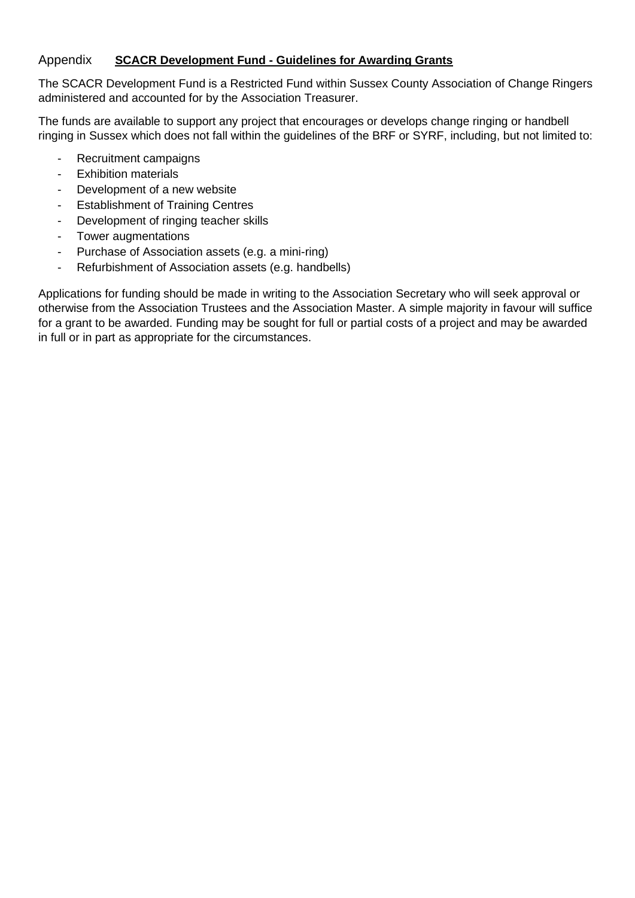Appendix **SCACR Development Fund - Guidelines for Awarding Grants**

The SCACR Development Fund is a Restricted Fund within Sussex County Association of Change Ringers administered and accounted for by the Association Treasurer.

The funds are available to support any project that encourages or develops change ringing or handbell ringing in Sussex which does not fall within the guidelines of the BRF or SYRF, including, but not limited to:

- Recruitment campaigns
- Exhibition materials
- Development of a new website
- Establishment of Training Centres
- Development of ringing teacher skills
- Tower augmentations
- Purchase of Association assets (e.g. a mini-ring)
- Refurbishment of Association assets (e.g. handbells)

Applications for funding should be made in writing to the Association Secretary who will seek approval or otherwise from the Association Trustees and the Association Master. A simple majority in favour will suffice for a grant to be awarded. Funding may be sought for full or partial costs of a project and may be awarded in full or in part as appropriate for the circumstances.